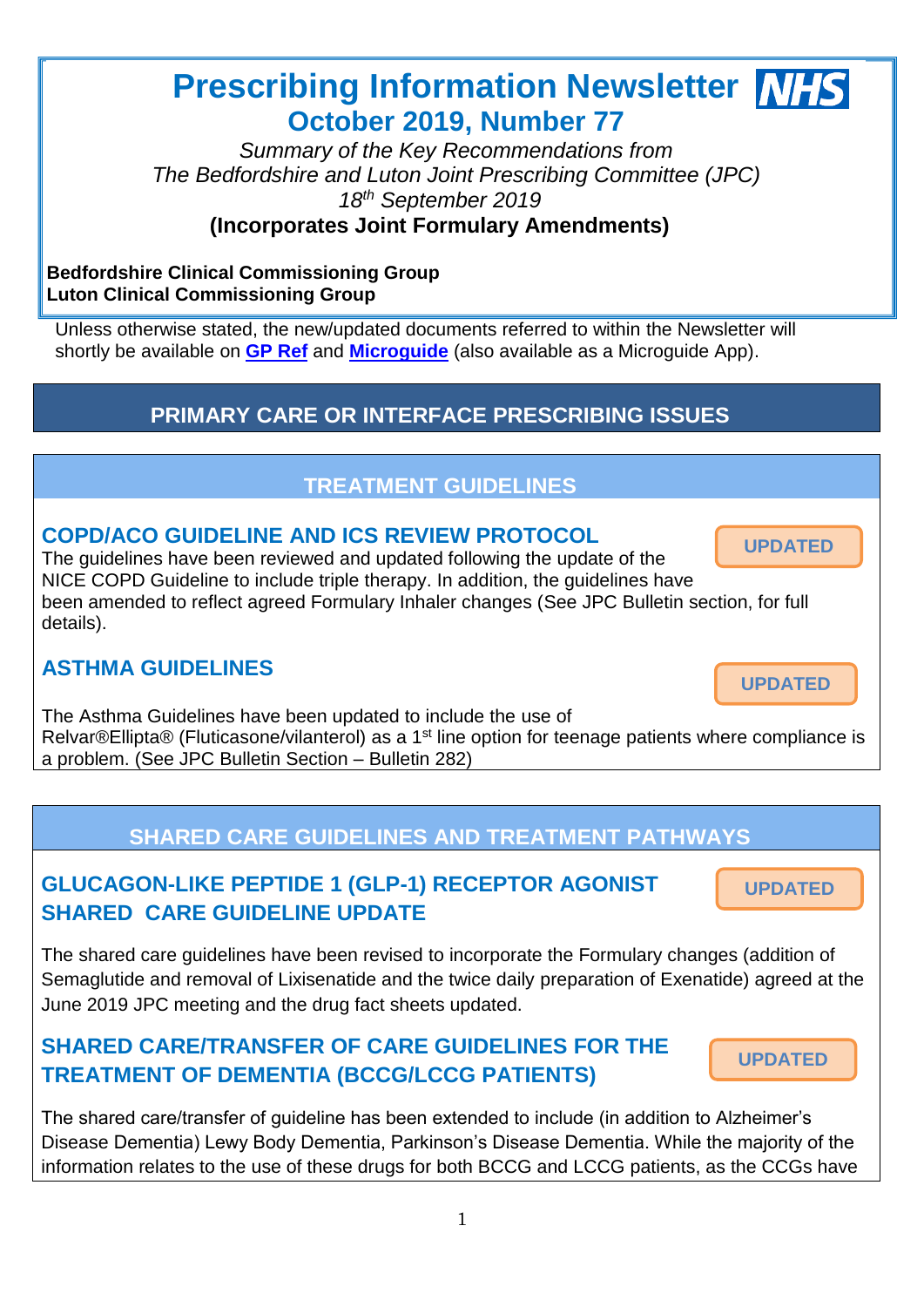# Prescribing Information Newsletter

## October 2019, Number 77

*Summary of the Key Recommendations from*
*The Bedfordshire and Luton Joint Prescribing Committee (JPC)*
*18th September 2019*

**(Incorporates Joint Formulary Amendments)**

**Bedfordshire Clinical Commissioning Group**
**Luton Clinical Commissioning Group**

Unless otherwise stated, the new/updated documents referred to within the Newsletter will shortly be available on **GP Ref** and **Microguide** (also available as a Microguide App).

## PRIMARY CARE OR INTERFACE PRESCRIBING ISSUES

### TREATMENT GUIDELINES

#### COPD/ACO GUIDELINE AND ICS REVIEW PROTOCOL

**UPDATED**

The guidelines have been reviewed and updated following the update of the NICE COPD Guideline to include triple therapy. In addition, the guidelines have been amended to reflect agreed Formulary Inhaler changes (See JPC Bulletin section, for full details).

#### ASTHMA GUIDELINES

**UPDATED**

The Asthma Guidelines have been updated to include the use of Relvar®Ellipta® (Fluticasone/vilanterol) as a 1st line option for teenage patients where compliance is a problem. (See JPC Bulletin Section – Bulletin 282)

### SHARED CARE GUIDELINES AND TREATMENT PATHWAYS

#### GLUCAGON-LIKE PEPTIDE 1 (GLP-1) RECEPTOR AGONIST SHARED CARE GUIDELINE UPDATE

**UPDATED**

The shared care guidelines have been revised to incorporate the Formulary changes (addition of Semaglutide and removal of Lixisenatide and the twice daily preparation of Exenatide) agreed at the June 2019 JPC meeting and the drug fact sheets updated.

#### SHARED CARE/TRANSFER OF CARE GUIDELINES FOR THE TREATMENT OF DEMENTIA (BCCG/LCCG PATIENTS)

**UPDATED**

The shared care/transfer of guideline has been extended to include (in addition to Alzheimer's Disease Dementia) Lewy Body Dementia, Parkinson's Disease Dementia. While the majority of the information relates to the use of these drugs for both BCCG and LCCG patients, as the CCGs have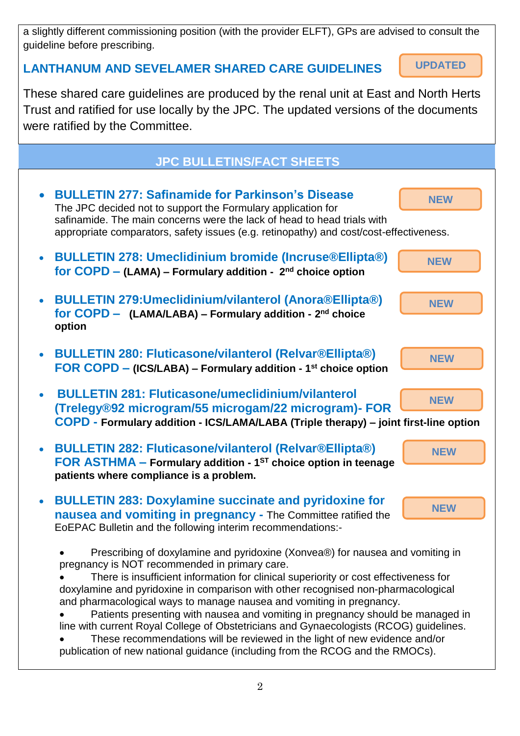a slightly different commissioning position (with the provider ELFT), GPs are advised to consult the guideline before prescribing.

### LANTHANUM AND SEVELAMER SHARED CARE GUIDELINES

UPDATED

These shared care guidelines are produced by the renal unit at East and North Herts Trust and ratified for use locally by the JPC. The updated versions of the documents were ratified by the Committee.

## JPC BULLETINS/FACT SHEETS

- **BULLETIN 277: Safinamide for Parkinson's Disease** NEW
  The JPC decided not to support the Formulary application for safinamide. The main concerns were the lack of head to head trials with appropriate comparators, safety issues (e.g. retinopathy) and cost/cost-effectiveness.

- **BULLETIN 278: Umeclidinium bromide (Incruse®Ellipta®) for COPD – (LAMA) – Formulary addition - 2nd choice option** NEW

- **BULLETIN 279:Umeclidinium/vilanterol (Anora®Ellipta®) for COPD – (LAMA/LABA) – Formulary addition - 2nd choice option** NEW

- **BULLETIN 280: Fluticasone/vilanterol (Relvar®Ellipta®) FOR COPD – (ICS/LABA) – Formulary addition - 1st choice option** NEW

- **BULLETIN 281: Fluticasone/umeclidinium/vilanterol (Trelegy®92 microgram/55 microgam/22 microgram)- FOR COPD - Formulary addition - ICS/LAMA/LABA (Triple therapy) – joint first-line option** NEW

- **BULLETIN 282: Fluticasone/vilanterol (Relvar®Ellipta®) FOR ASTHMA – Formulary addition - 1ST choice option in teenage patients where compliance is a problem.** NEW

- **BULLETIN 283: Doxylamine succinate and pyridoxine for nausea and vomiting in pregnancy -** The Committee ratified the EoEPAC Bulletin and the following interim recommendations:- NEW

  - Prescribing of doxylamine and pyridoxine (Xonvea®) for nausea and vomiting in pregnancy is NOT recommended in primary care.
  - There is insufficient information for clinical superiority or cost effectiveness for doxylamine and pyridoxine in comparison with other recognised non-pharmacological and pharmacological ways to manage nausea and vomiting in pregnancy.
  - Patients presenting with nausea and vomiting in pregnancy should be managed in line with current Royal College of Obstetricians and Gynaecologists (RCOG) guidelines.
  - These recommendations will be reviewed in the light of new evidence and/or publication of new national guidance (including from the RCOG and the RMOCs).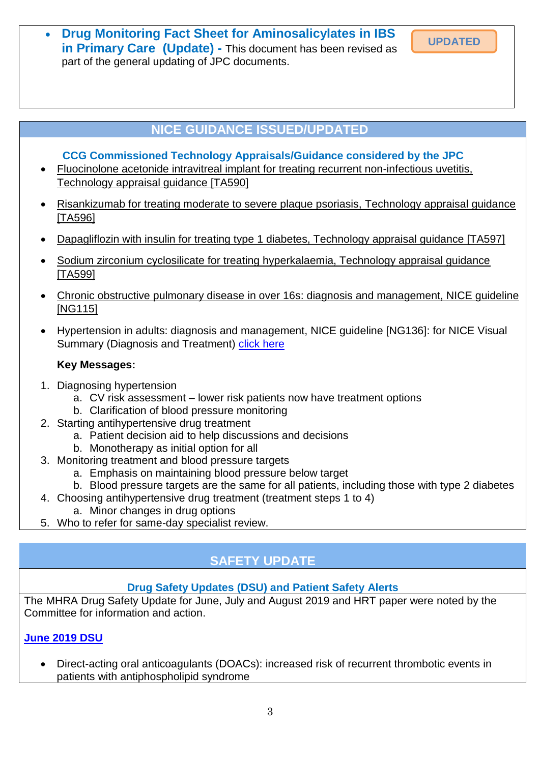- **Drug Monitoring Fact Sheet for Aminosalicylates in IBS in Primary Care (Update) -** This document has been revised as part of the general updating of JPC documents.

**UPDATED**

## NICE GUIDANCE ISSUED/UPDATED

### CCG Commissioned Technology Appraisals/Guidance considered by the JPC

- Fluocinolone acetonide intravitreal implant for treating recurrent non-infectious uvetitis, Technology appraisal guidance [TA590]
- Risankizumab for treating moderate to severe plaque psoriasis, Technology appraisal guidance [TA596]
- Dapagliflozin with insulin for treating type 1 diabetes, Technology appraisal guidance [TA597]
- Sodium zirconium cyclosilicate for treating hyperkalaemia, Technology appraisal guidance [TA599]
- Chronic obstructive pulmonary disease in over 16s: diagnosis and management, NICE guideline [NG115]
- Hypertension in adults: diagnosis and management, NICE guideline [NG136]: for NICE Visual Summary (Diagnosis and Treatment) click here

**Key Messages:**

1. Diagnosing hypertension
   a. CV risk assessment – lower risk patients now have treatment options
   b. Clarification of blood pressure monitoring
2. Starting antihypertensive drug treatment
   a. Patient decision aid to help discussions and decisions
   b. Monotherapy as initial option for all
3. Monitoring treatment and blood pressure targets
   a. Emphasis on maintaining blood pressure below target
   b. Blood pressure targets are the same for all patients, including those with type 2 diabetes
4. Choosing antihypertensive drug treatment (treatment steps 1 to 4)
   a. Minor changes in drug options
5. Who to refer for same-day specialist review.

## SAFETY UPDATE

### Drug Safety Updates (DSU) and Patient Safety Alerts

The MHRA Drug Safety Update for June, July and August 2019 and HRT paper were noted by the Committee for information and action.

**June 2019 DSU**

- Direct-acting oral anticoagulants (DOACs): increased risk of recurrent thrombotic events in patients with antiphospholipid syndrome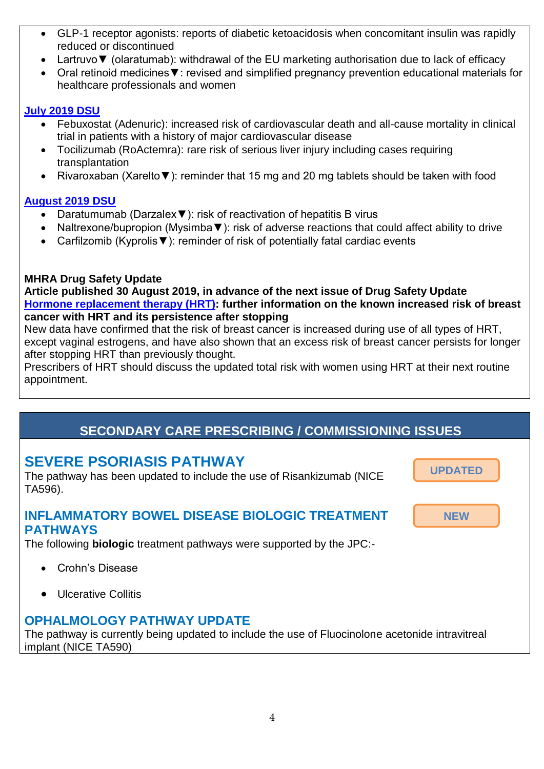- GLP-1 receptor agonists: reports of diabetic ketoacidosis when concomitant insulin was rapidly reduced or discontinued
- Lartruvo▼ (olaratumab): withdrawal of the EU marketing authorisation due to lack of efficacy
- Oral retinoid medicines▼: revised and simplified pregnancy prevention educational materials for healthcare professionals and women

**July 2019 DSU**

- Febuxostat (Adenuric): increased risk of cardiovascular death and all-cause mortality in clinical trial in patients with a history of major cardiovascular disease
- Tocilizumab (RoActemra): rare risk of serious liver injury including cases requiring transplantation
- Rivaroxaban (Xarelto▼): reminder that 15 mg and 20 mg tablets should be taken with food

**August 2019 DSU**

- Daratumumab (Darzalex▼): risk of reactivation of hepatitis B virus
- Naltrexone/bupropion (Mysimba▼): risk of adverse reactions that could affect ability to drive
- Carfilzomib (Kyprolis▼): reminder of risk of potentially fatal cardiac events

**MHRA Drug Safety Update**
**Article published 30 August 2019, in advance of the next issue of Drug Safety Update**
**Hormone replacement therapy (HRT): further information on the known increased risk of breast cancer with HRT and its persistence after stopping**
New data have confirmed that the risk of breast cancer is increased during use of all types of HRT, except vaginal estrogens, and have also shown that an excess risk of breast cancer persists for longer after stopping HRT than previously thought.
Prescribers of HRT should discuss the updated total risk with women using HRT at their next routine appointment.

## SECONDARY CARE PRESCRIBING / COMMISSIONING ISSUES

### SEVERE PSORIASIS PATHWAY

UPDATED

The pathway has been updated to include the use of Risankizumab (NICE TA596).

### INFLAMMATORY BOWEL DISEASE BIOLOGIC TREATMENT PATHWAYS

NEW

The following **biologic** treatment pathways were supported by the JPC:-

- Crohn's Disease
- Ulcerative Collitis

### OPHALMOLOGY PATHWAY UPDATE

The pathway is currently being updated to include the use of Fluocinolone acetonide intravitreal implant (NICE TA590)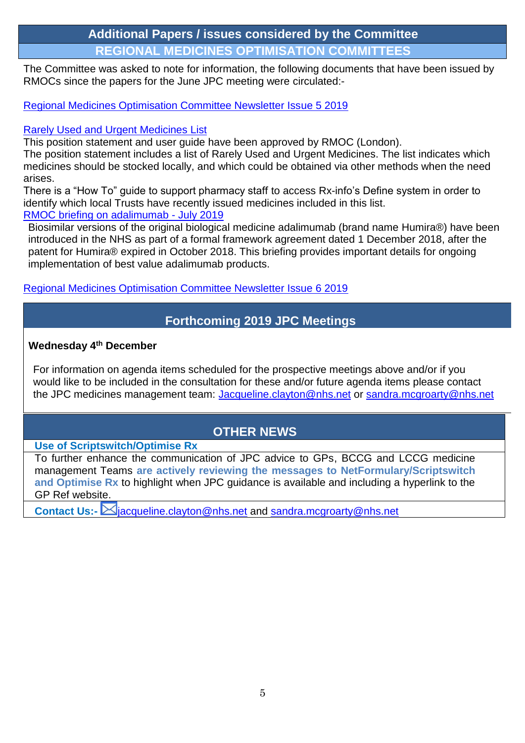## Additional Papers / issues considered by the Committee

### REGIONAL MEDICINES OPTIMISATION COMMITTEES

The Committee was asked to note for information, the following documents that have been issued by RMOCs since the papers for the June JPC meeting were circulated:-

Regional Medicines Optimisation Committee Newsletter Issue 5 2019

Rarely Used and Urgent Medicines List

This position statement and user guide have been approved by RMOC (London).

The position statement includes a list of Rarely Used and Urgent Medicines. The list indicates which medicines should be stocked locally, and which could be obtained via other methods when the need arises.

There is a “How To” guide to support pharmacy staff to access Rx-info’s Define system in order to identify which local Trusts have recently issued medicines included in this list.

RMOC briefing on adalimumab - July 2019

Biosimilar versions of the original biological medicine adalimumab (brand name Humira®) have been introduced in the NHS as part of a formal framework agreement dated 1 December 2018, after the patent for Humira® expired in October 2018. This briefing provides important details for ongoing implementation of best value adalimumab products.

Regional Medicines Optimisation Committee Newsletter Issue 6 2019

## Forthcoming 2019 JPC Meetings

**Wednesday 4th December**

For information on agenda items scheduled for the prospective meetings above and/or if you would like to be included in the consultation for these and/or future agenda items please contact the JPC medicines management team: Jacqueline.clayton@nhs.net or sandra.mcgroarty@nhs.net

## OTHER NEWS

**Use of Scriptswitch/Optimise Rx**

To further enhance the communication of JPC advice to GPs, BCCG and LCCG medicine management Teams **are actively reviewing the messages to NetFormulary/Scriptswitch and Optimise Rx** to highlight when JPC guidance is available and including a hyperlink to the GP Ref website.

**Contact Us:-** jacqueline.clayton@nhs.net and sandra.mcgroarty@nhs.net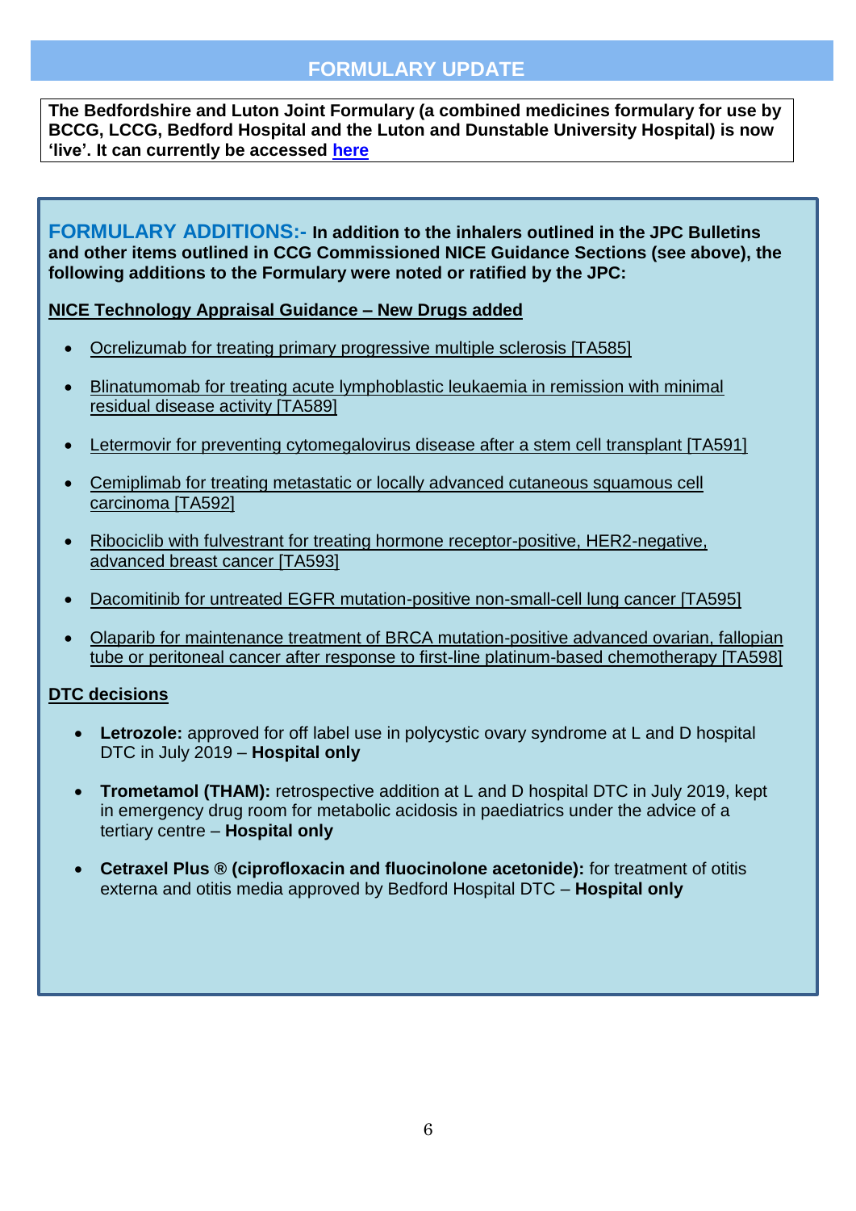## FORMULARY UPDATE

**The Bedfordshire and Luton Joint Formulary (a combined medicines formulary for use by BCCG, LCCG, Bedford Hospital and the Luton and Dunstable University Hospital) is now 'live'. It can currently be accessed here**

**FORMULARY ADDITIONS:-** **In addition to the inhalers outlined in the JPC Bulletins and other items outlined in CCG Commissioned NICE Guidance Sections (see above), the following additions to the Formulary were noted or ratified by the JPC:**

**NICE Technology Appraisal Guidance – New Drugs added**

- Ocrelizumab for treating primary progressive multiple sclerosis [TA585]
- Blinatumomab for treating acute lymphoblastic leukaemia in remission with minimal residual disease activity [TA589]
- Letermovir for preventing cytomegalovirus disease after a stem cell transplant [TA591]
- Cemiplimab for treating metastatic or locally advanced cutaneous squamous cell carcinoma [TA592]
- Ribociclib with fulvestrant for treating hormone receptor-positive, HER2-negative, advanced breast cancer [TA593]
- Dacomitinib for untreated EGFR mutation-positive non-small-cell lung cancer [TA595]
- Olaparib for maintenance treatment of BRCA mutation-positive advanced ovarian, fallopian tube or peritoneal cancer after response to first-line platinum-based chemotherapy [TA598]

**DTC decisions**

- **Letrozole:** approved for off label use in polycystic ovary syndrome at L and D hospital DTC in July 2019 – **Hospital only**
- **Trometamol (THAM):** retrospective addition at L and D hospital DTC in July 2019, kept in emergency drug room for metabolic acidosis in paediatrics under the advice of a tertiary centre – **Hospital only**
- **Cetraxel Plus ® (ciprofloxacin and fluocinolone acetonide):** for treatment of otitis externa and otitis media approved by Bedford Hospital DTC – **Hospital only**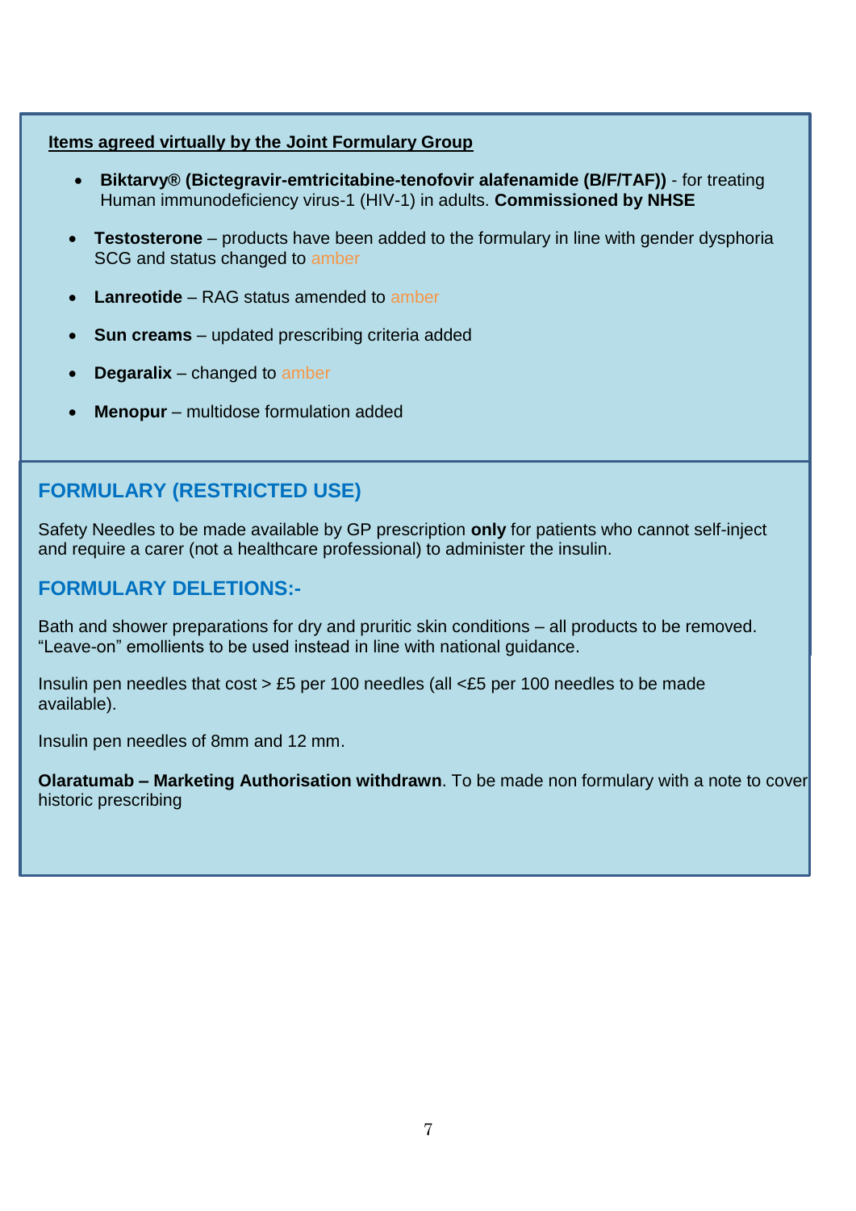**Items agreed virtually by the Joint Formulary Group**

- **Biktarvy® (Bictegravir-emtricitabine-tenofovir alafenamide (B/F/TAF))** - for treating Human immunodeficiency virus-1 (HIV-1) in adults. **Commissioned by NHSE**
- **Testosterone** – products have been added to the formulary in line with gender dysphoria SCG and status changed to amber
- **Lanreotide** – RAG status amended to amber
- **Sun creams** – updated prescribing criteria added
- **Degaralix** – changed to amber
- **Menopur** – multidose formulation added

## FORMULARY (RESTRICTED USE)

Safety Needles to be made available by GP prescription **only** for patients who cannot self-inject and require a carer (not a healthcare professional) to administer the insulin.

## FORMULARY DELETIONS:-

Bath and shower preparations for dry and pruritic skin conditions – all products to be removed. “Leave-on” emollients to be used instead in line with national guidance.

Insulin pen needles that cost > £5 per 100 needles (all <£5 per 100 needles to be made available).

Insulin pen needles of 8mm and 12 mm.

**Olaratumab – Marketing Authorisation withdrawn**. To be made non formulary with a note to cover historic prescribing